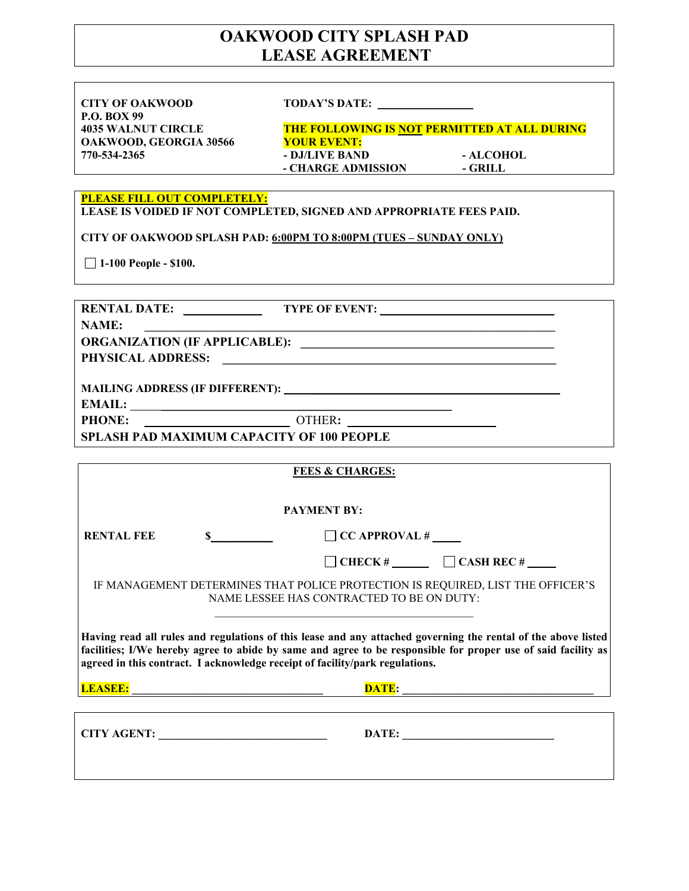# OAKWOOD CITY SPLASH PAD LEASE AGREEMENT

**CITY OF OAKWOOD**
**P.O. BOX 99**
**4035 WALNUT CIRCLE**
**OAKWOOD, GEORGIA 30566**
**770-534-2365**

**TODAY'S DATE:** ________________

**THE FOLLOWING IS NOT PERMITTED AT ALL DURING YOUR EVENT:**

- **DJ/LIVE BAND**
- **ALCOHOL**
- **CHARGE ADMISSION**
- **GRILL**

**PLEASE FILL OUT COMPLETELY:**
**LEASE IS VOIDED IF NOT COMPLETED, SIGNED AND APPROPRIATE FEES PAID.**

**CITY OF OAKWOOD SPLASH PAD: 6:00PM TO 8:00PM (TUES – SUNDAY ONLY)**

☐ **1-100 People - $100.**

**RENTAL DATE:** ____________ **TYPE OF EVENT:** ____________________________

**NAME:** ____________________________________________________________

**ORGANIZATION (IF APPLICABLE):** ________________________________________

**PHYSICAL ADDRESS:** ________________________________________________

**MAILING ADDRESS (IF DIFFERENT):** ______________________________________

**EMAIL:** ____________________________________________________

**PHONE:** ______________________ OTHER**:** ______________________

**SPLASH PAD MAXIMUM CAPACITY OF 100 PEOPLE**

**FEES & CHARGES:**

**PAYMENT BY:**

**RENTAL FEE** **$**__________ ☐ **CC APPROVAL #** _____

☐ **CHECK #** ______ ☐ **CASH REC #** _____

IF MANAGEMENT DETERMINES THAT POLICE PROTECTION IS REQUIRED, LIST THE OFFICER'S NAME LESSEE HAS CONTRACTED TO BE ON DUTY:

____________________________________________

**Having read all rules and regulations of this lease and any attached governing the rental of the above listed facilities; I/We hereby agree to abide by same and agree to be responsible for proper use of said facility as agreed in this contract. I acknowledge receipt of facility/park regulations.**

**LEASEE:** ________________________________ **DATE:** ________________________________

**CITY AGENT:** ____________________________ **DATE:** __________________________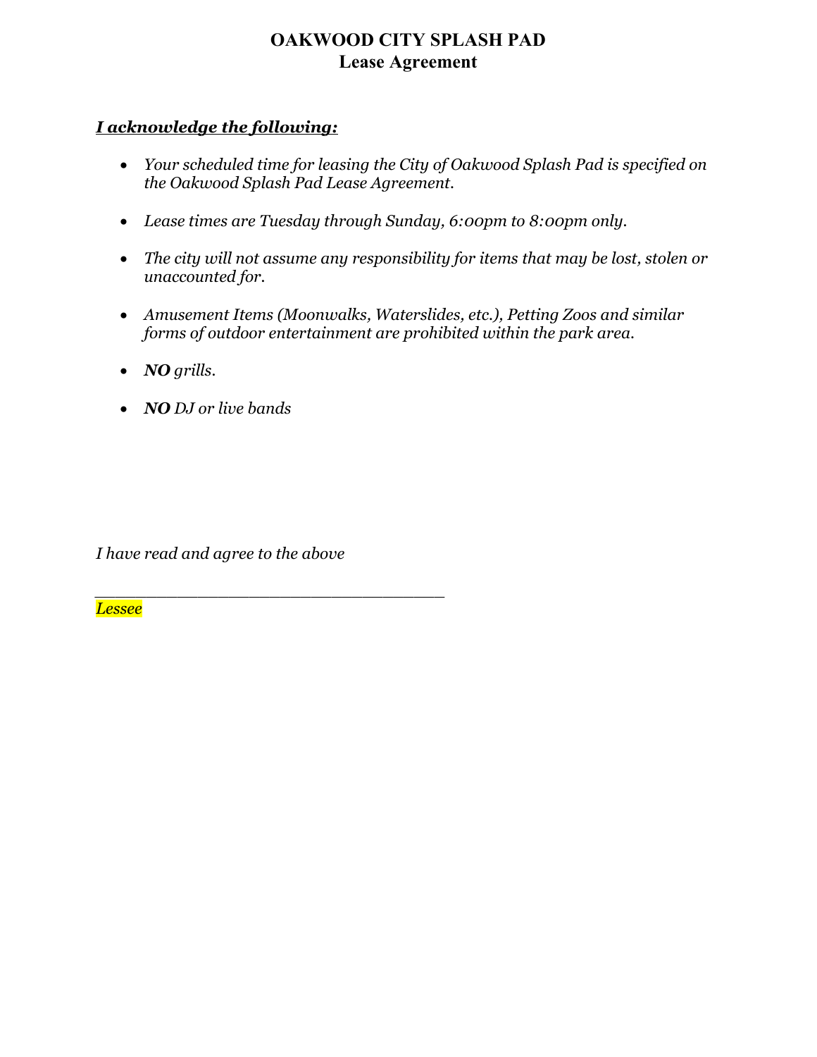# OAKWOOD CITY SPLASH PAD
## Lease Agreement

***I acknowledge the following:***

- *Your scheduled time for leasing the City of Oakwood Splash Pad is specified on the Oakwood Splash Pad Lease Agreement.*
- *Lease times are Tuesday through Sunday, 6:00pm to 8:00pm only.*
- *The city will not assume any responsibility for items that may be lost, stolen or unaccounted for.*
- *Amusement Items (Moonwalks, Waterslides, etc.), Petting Zoos and similar forms of outdoor entertainment are prohibited within the park area.*
- ***NO** grills.*
- ***NO** DJ or live bands*

*I have read and agree to the above*

___________________________________
*Lessee*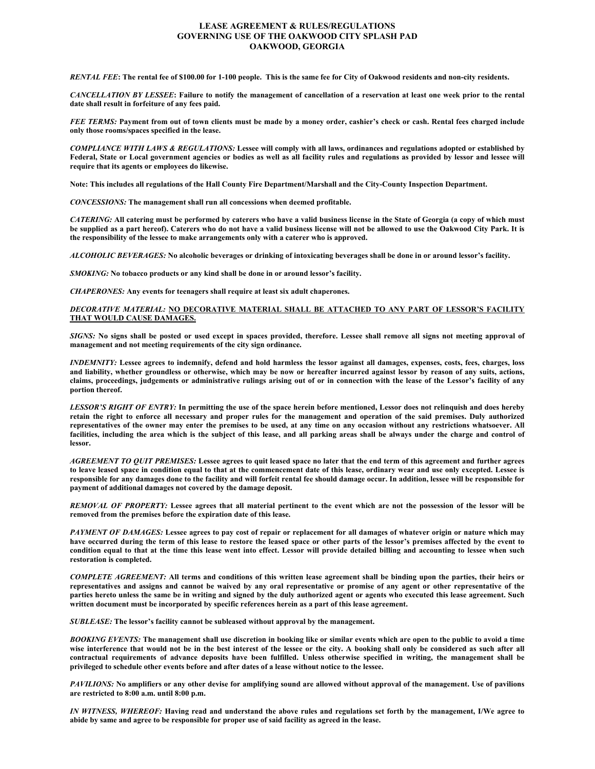# LEASE AGREEMENT & RULES/REGULATIONS GOVERNING USE OF THE OAKWOOD CITY SPLASH PAD OAKWOOD, GEORGIA

***RENTAL FEE*: The rental fee of $100.00 for 1-100 people. This is the same fee for City of Oakwood residents and non-city residents.**

***CANCELLATION BY LESSEE*: Failure to notify the management of cancellation of a reservation at least one week prior to the rental date shall result in forfeiture of any fees paid.**

***FEE TERMS:* Payment from out of town clients must be made by a money order, cashier's check or cash. Rental fees charged include only those rooms/spaces specified in the lease.**

***COMPLIANCE WITH LAWS & REGULATIONS:* Lessee will comply with all laws, ordinances and regulations adopted or established by Federal, State or Local government agencies or bodies as well as all facility rules and regulations as provided by lessor and lessee will require that its agents or employees do likewise.**

**Note: This includes all regulations of the Hall County Fire Department/Marshall and the City-County Inspection Department.**

***CONCESSIONS:* The management shall run all concessions when deemed profitable.**

***CATERING:* All catering must be performed by caterers who have a valid business license in the State of Georgia (a copy of which must be supplied as a part hereof). Caterers who do not have a valid business license will not be allowed to use the Oakwood City Park. It is the responsibility of the lessee to make arrangements only with a caterer who is approved.**

***ALCOHOLIC BEVERAGES:* No alcoholic beverages or drinking of intoxicating beverages shall be done in or around lessor's facility.**

***SMOKING:* No tobacco products or any kind shall be done in or around lessor's facility.**

***CHAPERONES:* Any events for teenagers shall require at least six adult chaperones.**

***DECORATIVE MATERIAL:* <u>NO DECORATIVE MATERIAL SHALL BE ATTACHED TO ANY PART OF LESSOR'S FACILITY THAT WOULD CAUSE DAMAGES.</u>**

***SIGNS:* No signs shall be posted or used except in spaces provided, therefore. Lessee shall remove all signs not meeting approval of management and not meeting requirements of the city sign ordinance.**

***INDEMNITY:* Lessee agrees to indemnify, defend and hold harmless the lessor against all damages, expenses, costs, fees, charges, loss and liability, whether groundless or otherwise, which may be now or hereafter incurred against lessor by reason of any suits, actions, claims, proceedings, judgements or administrative rulings arising out of or in connection with the lease of the Lessor's facility of any portion thereof.**

***LESSOR'S RIGHT OF ENTRY:* In permitting the use of the space herein before mentioned, Lessor does not relinquish and does hereby retain the right to enforce all necessary and proper rules for the management and operation of the said premises. Duly authorized representatives of the owner may enter the premises to be used, at any time on any occasion without any restrictions whatsoever. All facilities, including the area which is the subject of this lease, and all parking areas shall be always under the charge and control of lessor.**

***AGREEMENT TO QUIT PREMISES:* Lessee agrees to quit leased space no later that the end term of this agreement and further agrees to leave leased space in condition equal to that at the commencement date of this lease, ordinary wear and use only excepted. Lessee is responsible for any damages done to the facility and will forfeit rental fee should damage occur. In addition, lessee will be responsible for payment of additional damages not covered by the damage deposit.**

***REMOVAL OF PROPERTY:* Lessee agrees that all material pertinent to the event which are not the possession of the lessor will be removed from the premises before the expiration date of this lease.**

***PAYMENT OF DAMAGES:* Lessee agrees to pay cost of repair or replacement for all damages of whatever origin or nature which may have occurred during the term of this lease to restore the leased space or other parts of the lessor's premises affected by the event to condition equal to that at the time this lease went into effect. Lessor will provide detailed billing and accounting to lessee when such restoration is completed.**

***COMPLETE AGREEMENT:* All terms and conditions of this written lease agreement shall be binding upon the parties, their heirs or representatives and assigns and cannot be waived by any oral representative or promise of any agent or other representative of the parties hereto unless the same be in writing and signed by the duly authorized agent or agents who executed this lease agreement. Such written document must be incorporated by specific references herein as a part of this lease agreement.**

***SUBLEASE:* The lessor's facility cannot be subleased without approval by the management.**

***BOOKING EVENTS:* The management shall use discretion in booking like or similar events which are open to the public to avoid a time wise interference that would not be in the best interest of the lessee or the city. A booking shall only be considered as such after all contractual requirements of advance deposits have been fulfilled. Unless otherwise specified in writing, the management shall be privileged to schedule other events before and after dates of a lease without notice to the lessee.**

***PAVILIONS:* No amplifiers or any other devise for amplifying sound are allowed without approval of the management. Use of pavilions are restricted to 8:00 a.m. until 8:00 p.m.**

***IN WITNESS, WHEREOF:* Having read and understand the above rules and regulations set forth by the management, I/We agree to abide by same and agree to be responsible for proper use of said facility as agreed in the lease.**